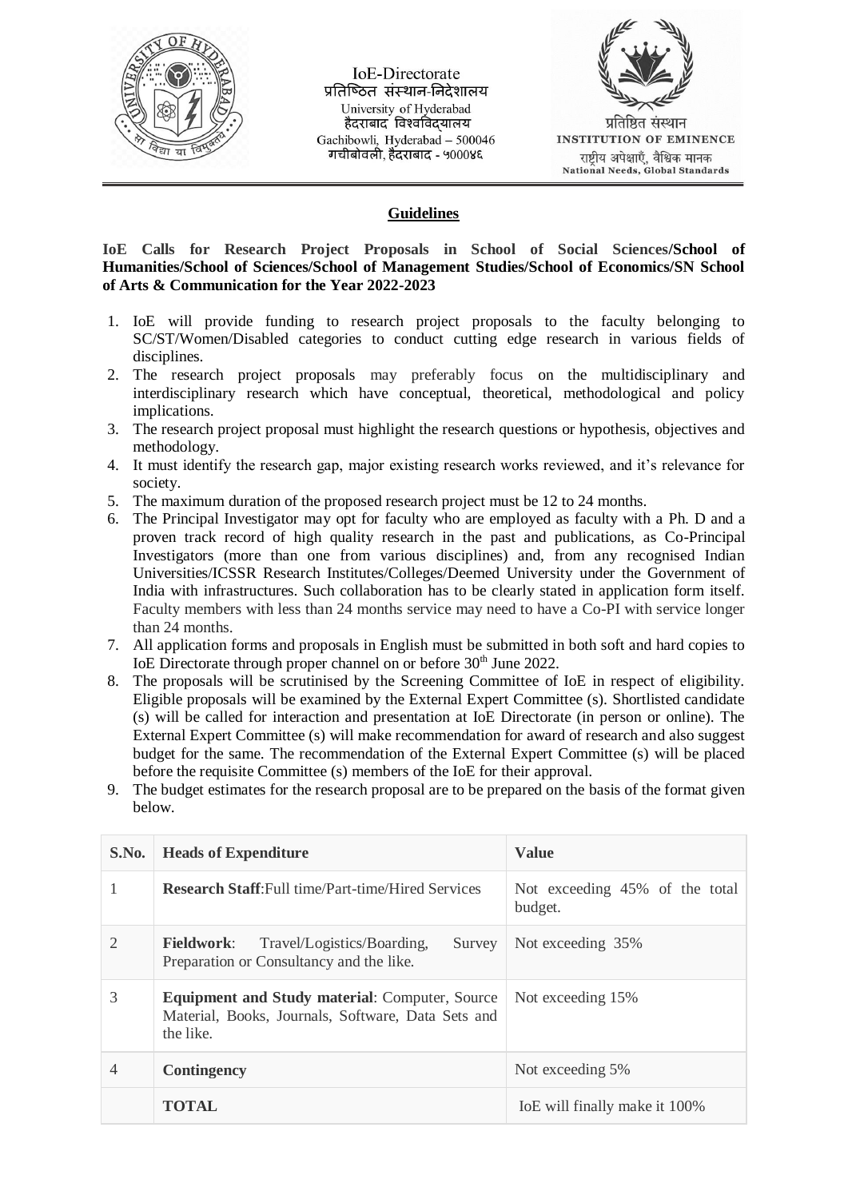IoE-Directorate
प्रतिष्ठित संस्थान-निदेशालय
University of Hyderabad
हैदराबाद विश्वविद्यालय
Gachibowli, Hyderabad – 500046
गचीबोवली, हैदराबाद - ५०००४६

प्रतिष्ठित संस्थान
INSTITUTION OF EMINENCE
राष्ट्रीय अपेक्षाएँ, वैश्विक मानक
National Needs, Global Standards

## Guidelines

**IoE Calls for Research Project Proposals in School of Social Sciences/School of Humanities/School of Sciences/School of Management Studies/School of Economics/SN School of Arts & Communication for the Year 2022-2023**

1. IoE will provide funding to research project proposals to the faculty belonging to SC/ST/Women/Disabled categories to conduct cutting edge research in various fields of disciplines.
2. The research project proposals may preferably focus on the multidisciplinary and interdisciplinary research which have conceptual, theoretical, methodological and policy implications.
3. The research project proposal must highlight the research questions or hypothesis, objectives and methodology.
4. It must identify the research gap, major existing research works reviewed, and it's relevance for society.
5. The maximum duration of the proposed research project must be 12 to 24 months.
6. The Principal Investigator may opt for faculty who are employed as faculty with a Ph. D and a proven track record of high quality research in the past and publications, as Co-Principal Investigators (more than one from various disciplines) and, from any recognised Indian Universities/ICSSR Research Institutes/Colleges/Deemed University under the Government of India with infrastructures. Such collaboration has to be clearly stated in application form itself. Faculty members with less than 24 months service may need to have a Co-PI with service longer than 24 months.
7. All application forms and proposals in English must be submitted in both soft and hard copies to IoE Directorate through proper channel on or before 30th June 2022.
8. The proposals will be scrutinised by the Screening Committee of IoE in respect of eligibility. Eligible proposals will be examined by the External Expert Committee (s). Shortlisted candidate (s) will be called for interaction and presentation at IoE Directorate (in person or online). The External Expert Committee (s) will make recommendation for award of research and also suggest budget for the same. The recommendation of the External Expert Committee (s) will be placed before the requisite Committee (s) members of the IoE for their approval.
9. The budget estimates for the research proposal are to be prepared on the basis of the format given below.

| S.No. | Heads of Expenditure | Value |
|---|---|---|
| 1 | **Research Staff**:Full time/Part-time/Hired Services | Not exceeding 45% of the total budget. |
| 2 | **Fieldwork**: Travel/Logistics/Boarding, Survey Preparation or Consultancy and the like. | Not exceeding 35% |
| 3 | **Equipment and Study material**: Computer, Source Material, Books, Journals, Software, Data Sets and the like. | Not exceeding 15% |
| 4 | **Contingency** | Not exceeding 5% |
| | **TOTAL** | IoE will finally make it 100% |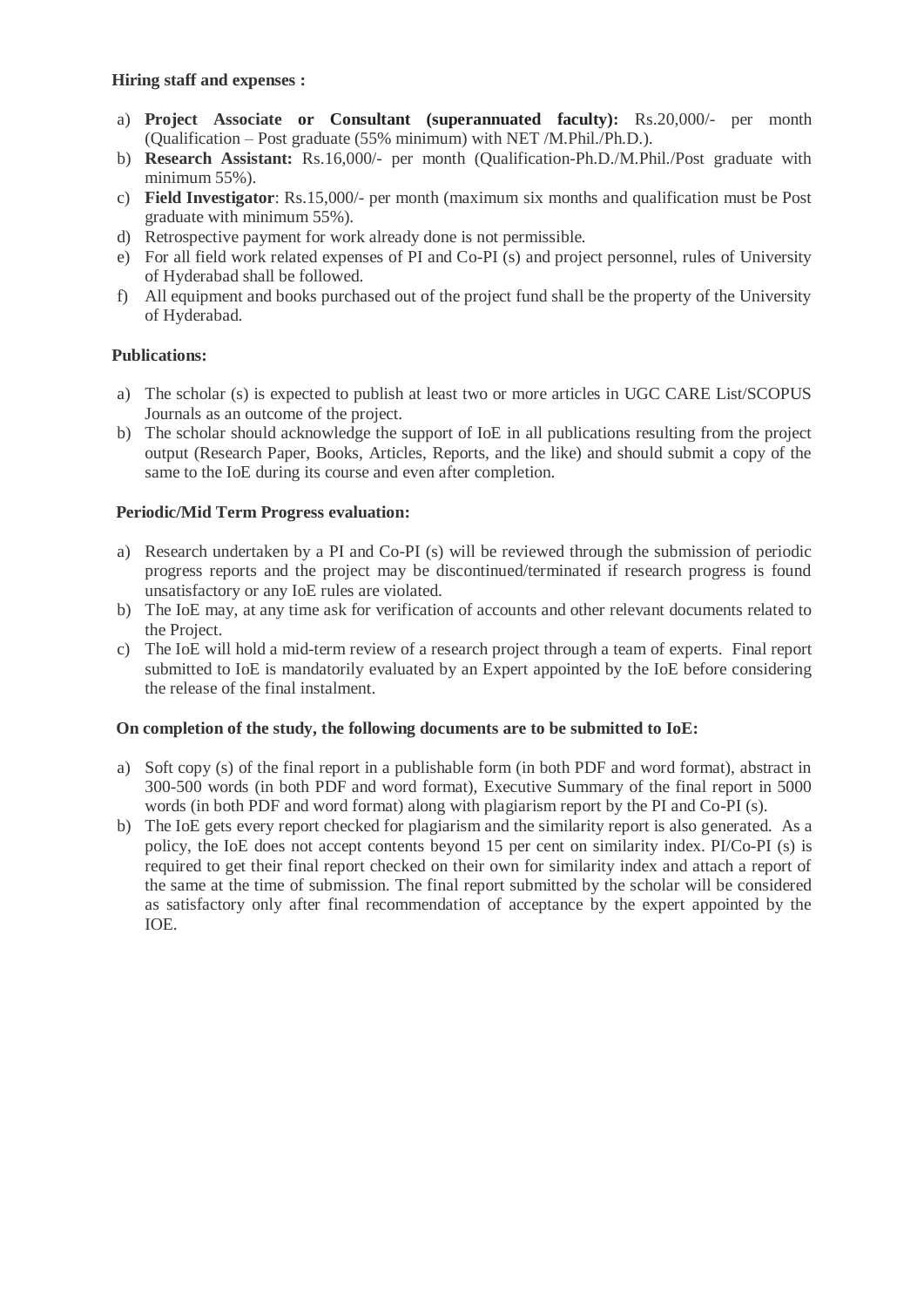**Hiring staff and expenses :**

a) **Project Associate or Consultant (superannuated faculty):** Rs.20,000/- per month (Qualification – Post graduate (55% minimum) with NET /M.Phil./Ph.D.).
b) **Research Assistant:** Rs.16,000/- per month (Qualification-Ph.D./M.Phil./Post graduate with minimum 55%).
c) **Field Investigator**: Rs.15,000/- per month (maximum six months and qualification must be Post graduate with minimum 55%).
d) Retrospective payment for work already done is not permissible.
e) For all field work related expenses of PI and Co-PI (s) and project personnel, rules of University of Hyderabad shall be followed.
f) All equipment and books purchased out of the project fund shall be the property of the University of Hyderabad.

**Publications:**

a) The scholar (s) is expected to publish at least two or more articles in UGC CARE List/SCOPUS Journals as an outcome of the project.
b) The scholar should acknowledge the support of IoE in all publications resulting from the project output (Research Paper, Books, Articles, Reports, and the like) and should submit a copy of the same to the IoE during its course and even after completion.

**Periodic/Mid Term Progress evaluation:**

a) Research undertaken by a PI and Co-PI (s) will be reviewed through the submission of periodic progress reports and the project may be discontinued/terminated if research progress is found unsatisfactory or any IoE rules are violated.
b) The IoE may, at any time ask for verification of accounts and other relevant documents related to the Project.
c) The IoE will hold a mid-term review of a research project through a team of experts. Final report submitted to IoE is mandatorily evaluated by an Expert appointed by the IoE before considering the release of the final instalment.

**On completion of the study, the following documents are to be submitted to IoE:**

a) Soft copy (s) of the final report in a publishable form (in both PDF and word format), abstract in 300-500 words (in both PDF and word format), Executive Summary of the final report in 5000 words (in both PDF and word format) along with plagiarism report by the PI and Co-PI (s).
b) The IoE gets every report checked for plagiarism and the similarity report is also generated. As a policy, the IoE does not accept contents beyond 15 per cent on similarity index. PI/Co-PI (s) is required to get their final report checked on their own for similarity index and attach a report of the same at the time of submission. The final report submitted by the scholar will be considered as satisfactory only after final recommendation of acceptance by the expert appointed by the IOE.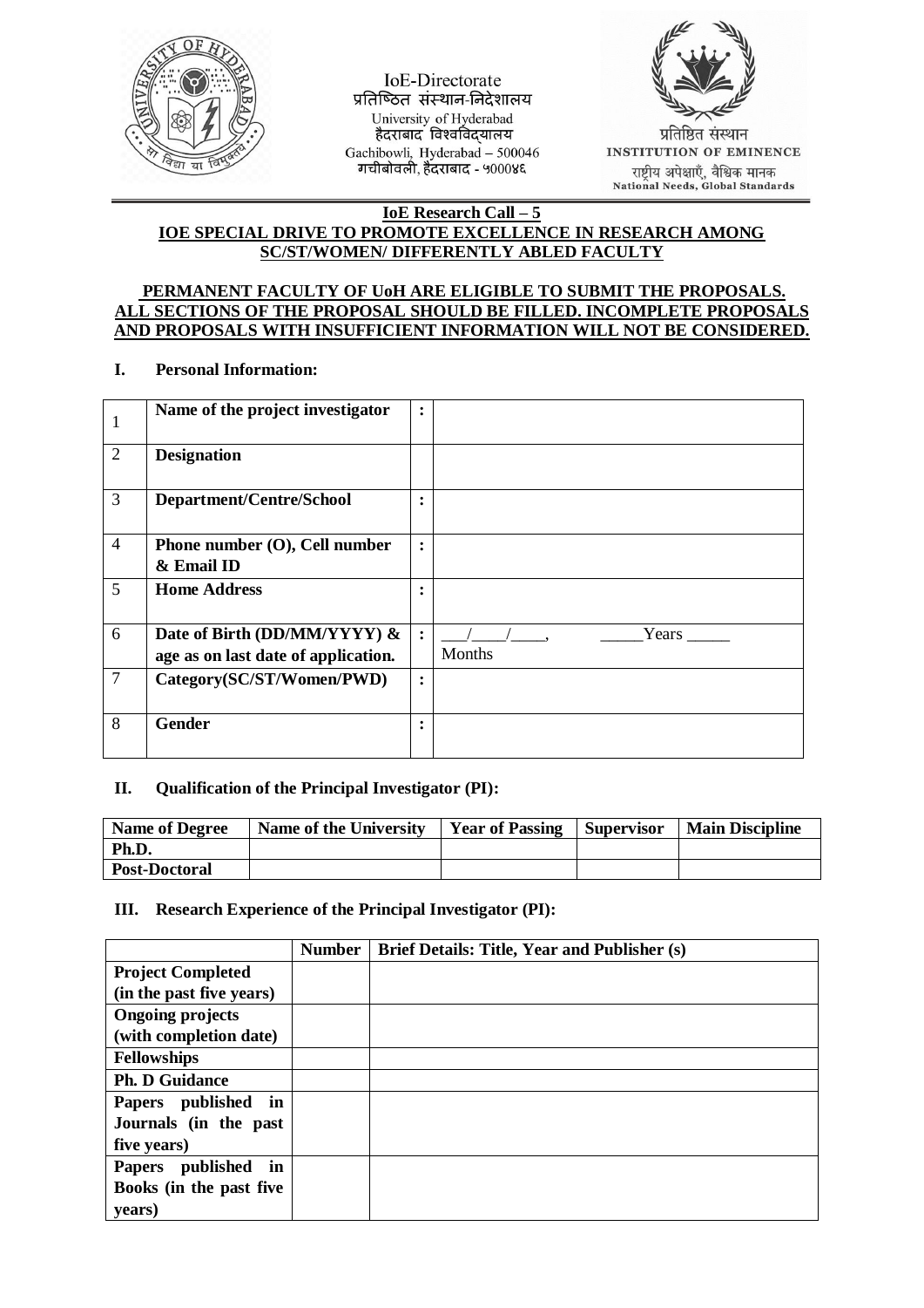IoE-Directorate
प्रतिष्ठित संस्थान-निदेशालय
University of Hyderabad
हैदराबाद विश्वविद्यालय
Gachibowli, Hyderabad – 500046
गचीबोवली, हैदराबाद - ५०००४६

प्रतिष्ठित संस्थान
INSTITUTION OF EMINENCE
राष्ट्रीय अपेक्षाएँ, वैश्विक मानक
National Needs, Global Standards

**IoE Research Call – 5**
**IOE SPECIAL DRIVE TO PROMOTE EXCELLENCE IN RESEARCH AMONG SC/ST/WOMEN/ DIFFERENTLY ABLED FACULTY**

**PERMANENT FACULTY OF UoH ARE ELIGIBLE TO SUBMIT THE PROPOSALS. ALL SECTIONS OF THE PROPOSAL SHOULD BE FILLED. INCOMPLETE PROPOSALS AND PROPOSALS WITH INSUFFICIENT INFORMATION WILL NOT BE CONSIDERED.**

## I. Personal Information:

| | | | |
|---|---|---|---|
| 1 | **Name of the project investigator** | : | |
| 2 | **Designation** | | |
| 3 | **Department/Centre/School** | : | |
| 4 | **Phone number (O), Cell number & Email ID** | : | |
| 5 | **Home Address** | : | |
| 6 | **Date of Birth (DD/MM/YYYY) & age as on last date of application.** | : | \_\_\_/\_\_\_\_/\_\_\_\_, \_\_\_\_\_Years \_\_\_\_\_ Months |
| 7 | **Category(SC/ST/Women/PWD)** | : | |
| 8 | **Gender** | : | |

## II. Qualification of the Principal Investigator (PI):

| Name of Degree | Name of the University | Year of Passing | Supervisor | Main Discipline |
|---|---|---|---|---|
| **Ph.D.** | | | | |
| **Post-Doctoral** | | | | |

## III. Research Experience of the Principal Investigator (PI):

| | Number | Brief Details: Title, Year and Publisher (s) |
|---|---|---|
| **Project Completed (in the past five years)** | | |
| **Ongoing projects (with completion date)** | | |
| **Fellowships** | | |
| **Ph. D Guidance** | | |
| **Papers published in Journals (in the past five years)** | | |
| **Papers published in Books (in the past five years)** | | |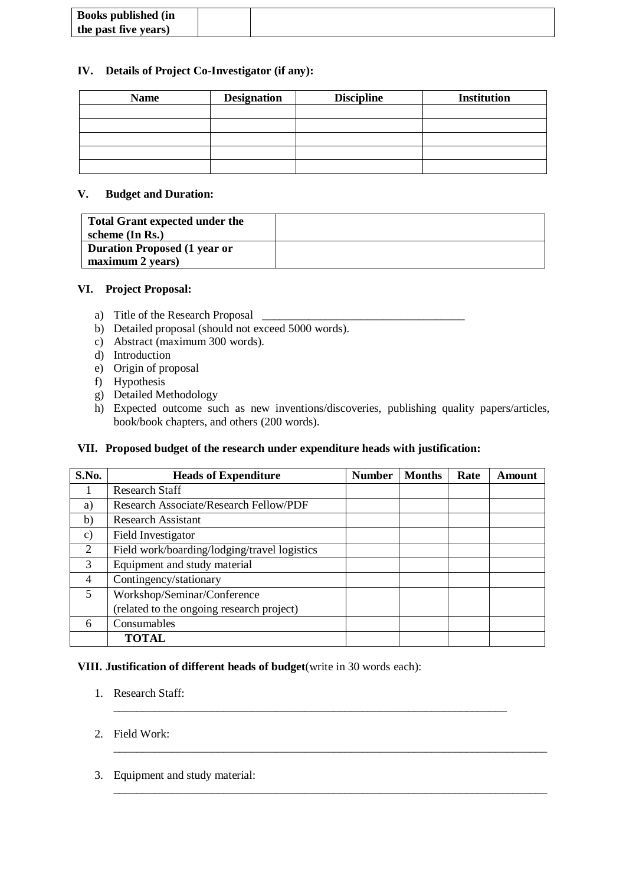| **Books published (in the past five years)** | | |
|---|---|---|

### IV. Details of Project Co-Investigator (if any):

| Name | Designation | Discipline | Institution |
|---|---|---|---|
| | | | |
| | | | |
| | | | |
| | | | |
| | | | |

### V. Budget and Duration:

| **Total Grant expected under the scheme (In Rs.)** | |
|---|---|
| **Duration Proposed (1 year or maximum 2 years)** | |

### VI. Project Proposal:

a) Title of the Research Proposal ___________________________________
b) Detailed proposal (should not exceed 5000 words).
c) Abstract (maximum 300 words).
d) Introduction
e) Origin of proposal
f) Hypothesis
g) Detailed Methodology
h) Expected outcome such as new inventions/discoveries, publishing quality papers/articles, book/book chapters, and others (200 words).

### VII. Proposed budget of the research under expenditure heads with justification:

| S.No. | Heads of Expenditure | Number | Months | Rate | Amount |
|---|---|---|---|---|---|
| 1 | Research Staff | | | | |
| a) | Research Associate/Research Fellow/PDF | | | | |
| b) | Research Assistant | | | | |
| c) | Field Investigator | | | | |
| 2 | Field work/boarding/lodging/travel logistics | | | | |
| 3 | Equipment and study material | | | | |
| 4 | Contingency/stationary | | | | |
| 5 | Workshop/Seminar/Conference (related to the ongoing research project) | | | | |
| 6 | Consumables | | | | |
| | **TOTAL** | | | | |

**VIII. Justification of different heads of budget**(write in 30 words each):

1. Research Staff:
   ______________________________________________________________________

2. Field Work:
   ______________________________________________________________________

3. Equipment and study material:
   ______________________________________________________________________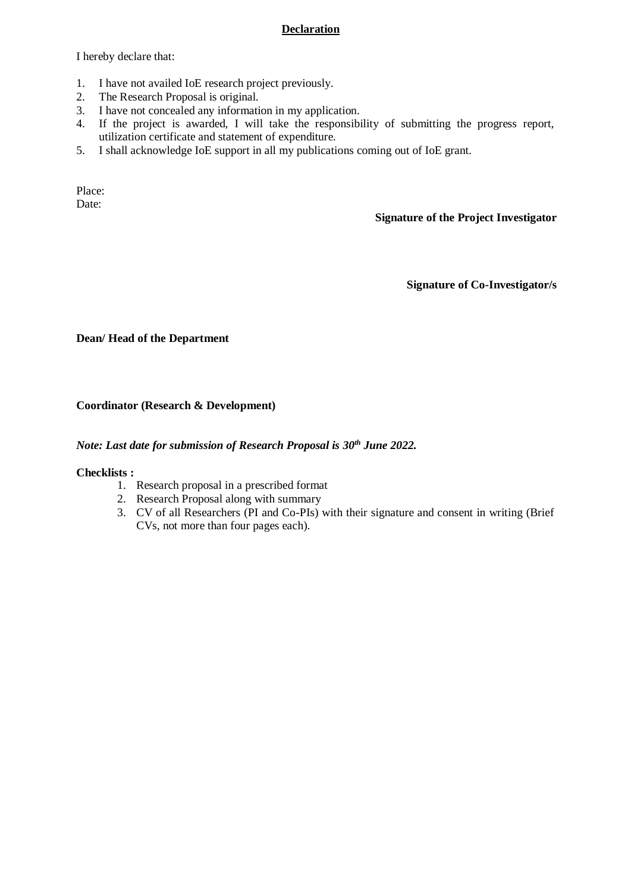## Declaration

I hereby declare that:

1. I have not availed IoE research project previously.
2. The Research Proposal is original.
3. I have not concealed any information in my application.
4. If the project is awarded, I will take the responsibility of submitting the progress report, utilization certificate and statement of expenditure.
5. I shall acknowledge IoE support in all my publications coming out of IoE grant.

Place:
Date:

**Signature of the Project Investigator**

**Signature of Co-Investigator/s**

**Dean/ Head of the Department**

**Coordinator (Research & Development)**

***Note: Last date for submission of Research Proposal is 30th June 2022.***

**Checklists :**

1. Research proposal in a prescribed format
2. Research Proposal along with summary
3. CV of all Researchers (PI and Co-PIs) with their signature and consent in writing (Brief CVs, not more than four pages each).